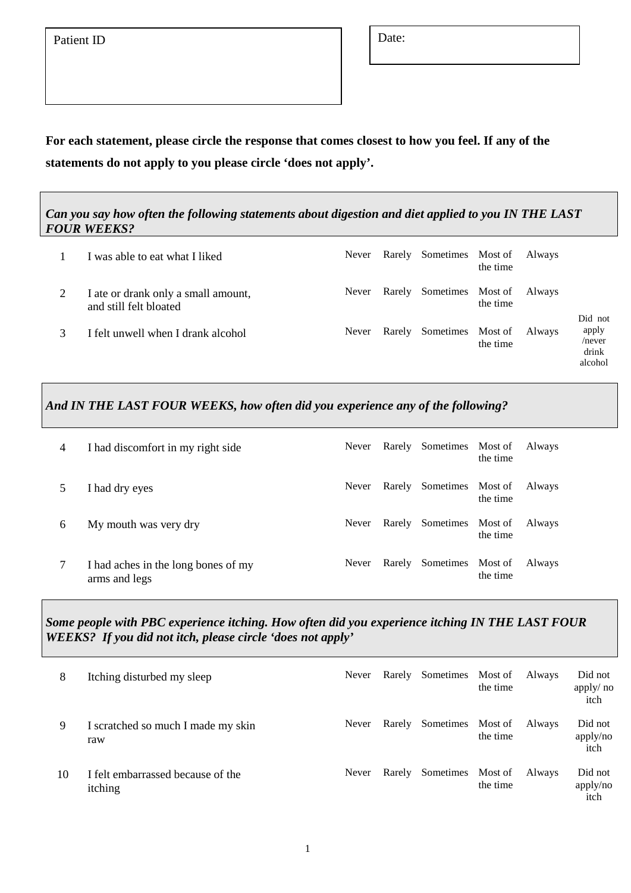| Patient ID | Date: |
|---|---|

**For each statement, please circle the response that comes closest to how you feel. If any of the statements do not apply to you please circle 'does not apply'.**

***Can you say how often the following statements about digestion and diet applied to you IN THE LAST FOUR WEEKS?***

| | | | | | | | |
|---|---|---|---|---|---|---|---|
| 1 | I was able to eat what I liked | Never | Rarely | Sometimes | Most of the time | Always | |
| 2 | I ate or drank only a small amount, and still felt bloated | Never | Rarely | Sometimes | Most of the time | Always | |
| 3 | I felt unwell when I drank alcohol | Never | Rarely | Sometimes | Most of the time | Always | Did not apply /never drink alcohol |

***And IN THE LAST FOUR WEEKS, how often did you experience any of the following?***

| | | | | | | |
|---|---|---|---|---|---|---|
| 4 | I had discomfort in my right side | Never | Rarely | Sometimes | Most of the time | Always |
| 5 | I had dry eyes | Never | Rarely | Sometimes | Most of the time | Always |
| 6 | My mouth was very dry | Never | Rarely | Sometimes | Most of the time | Always |
| 7 | I had aches in the long bones of my arms and legs | Never | Rarely | Sometimes | Most of the time | Always |

***Some people with PBC experience itching. How often did you experience itching IN THE LAST FOUR WEEKS? If you did not itch, please circle 'does not apply'***

| | | | | | | | |
|---|---|---|---|---|---|---|---|
| 8 | Itching disturbed my sleep | Never | Rarely | Sometimes | Most of the time | Always | Did not apply/ no itch |
| 9 | I scratched so much I made my skin raw | Never | Rarely | Sometimes | Most of the time | Always | Did not apply/no itch |
| 10 | I felt embarrassed because of the itching | Never | Rarely | Sometimes | Most of the time | Always | Did not apply/no itch |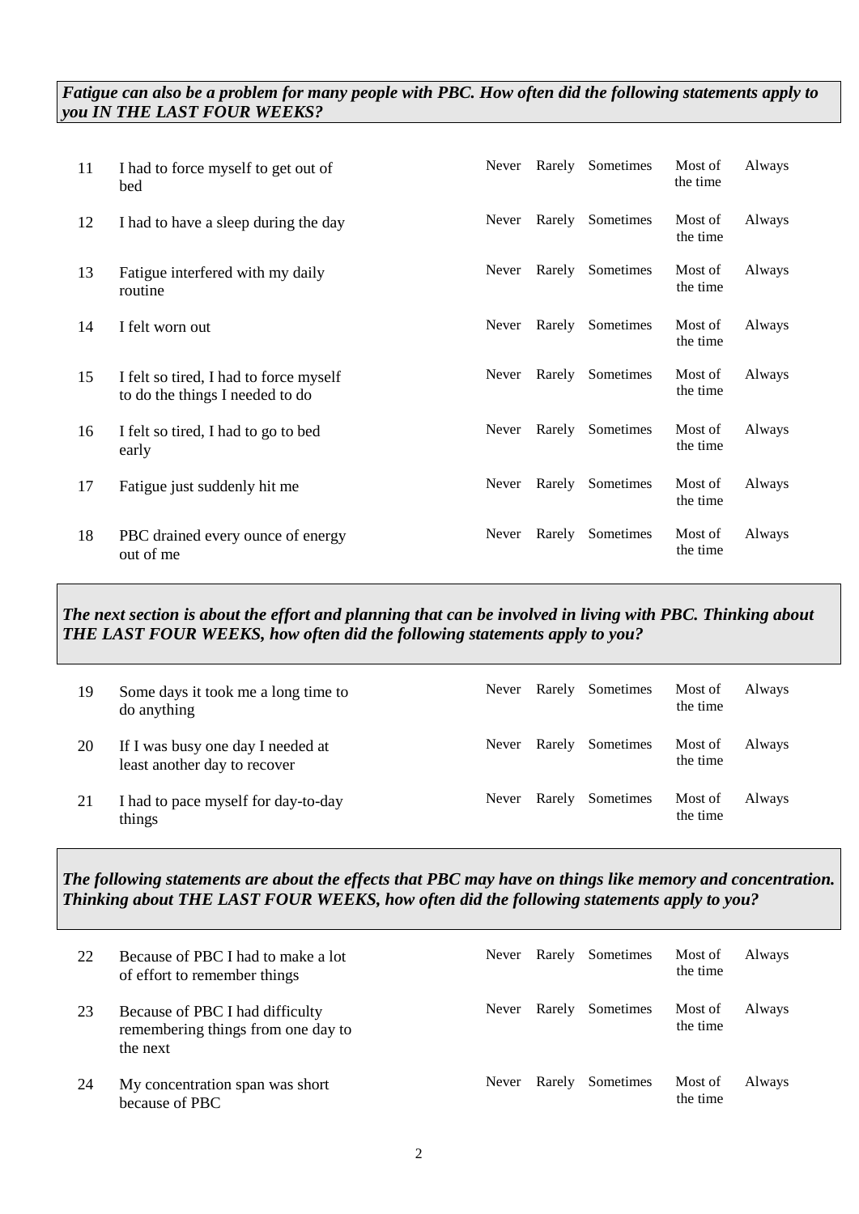***Fatigue can also be a problem for many people with PBC. How often did the following statements apply to you IN THE LAST FOUR WEEKS?***

| | | | | | | |
|---|---|---|---|---|---|---|
| 11 | I had to force myself to get out of bed | Never | Rarely | Sometimes | Most of the time | Always |
| 12 | I had to have a sleep during the day | Never | Rarely | Sometimes | Most of the time | Always |
| 13 | Fatigue interfered with my daily routine | Never | Rarely | Sometimes | Most of the time | Always |
| 14 | I felt worn out | Never | Rarely | Sometimes | Most of the time | Always |
| 15 | I felt so tired, I had to force myself to do the things I needed to do | Never | Rarely | Sometimes | Most of the time | Always |
| 16 | I felt so tired, I had to go to bed early | Never | Rarely | Sometimes | Most of the time | Always |
| 17 | Fatigue just suddenly hit me | Never | Rarely | Sometimes | Most of the time | Always |
| 18 | PBC drained every ounce of energy out of me | Never | Rarely | Sometimes | Most of the time | Always |

***The next section is about the effort and planning that can be involved in living with PBC. Thinking about THE LAST FOUR WEEKS, how often did the following statements apply to you?***

| | | | | | | |
|---|---|---|---|---|---|---|
| 19 | Some days it took me a long time to do anything | Never | Rarely | Sometimes | Most of the time | Always |
| 20 | If I was busy one day I needed at least another day to recover | Never | Rarely | Sometimes | Most of the time | Always |
| 21 | I had to pace myself for day-to-day things | Never | Rarely | Sometimes | Most of the time | Always |

***The following statements are about the effects that PBC may have on things like memory and concentration. Thinking about THE LAST FOUR WEEKS, how often did the following statements apply to you?***

| | | | | | | |
|---|---|---|---|---|---|---|
| 22 | Because of PBC I had to make a lot of effort to remember things | Never | Rarely | Sometimes | Most of the time | Always |
| 23 | Because of PBC I had difficulty remembering things from one day to the next | Never | Rarely | Sometimes | Most of the time | Always |
| 24 | My concentration span was short because of PBC | Never | Rarely | Sometimes | Most of the time | Always |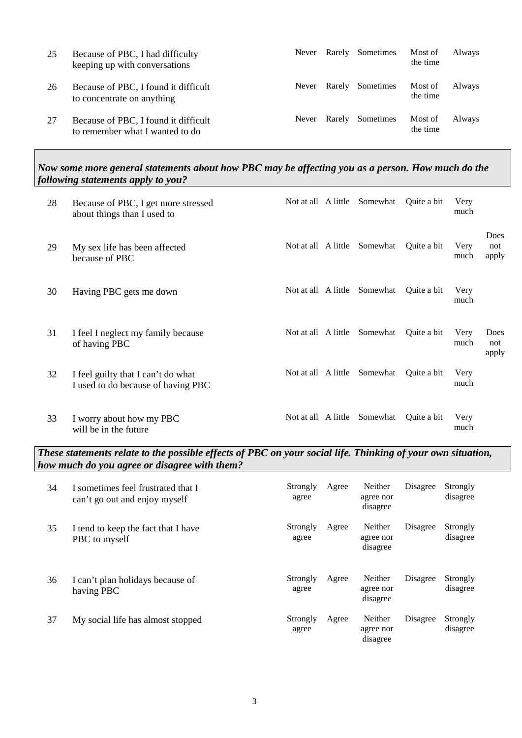| | | | | | | |
|---|---|---|---|---|---|---|
| 25 | Because of PBC, I had difficulty keeping up with conversations | Never | Rarely | Sometimes | Most of the time | Always |
| 26 | Because of PBC, I found it difficult to concentrate on anything | Never | Rarely | Sometimes | Most of the time | Always |
| 27 | Because of PBC, I found it difficult to remember what I wanted to do | Never | Rarely | Sometimes | Most of the time | Always |

***Now some more general statements about how PBC may be affecting you as a person. How much do the following statements apply to you?***

| | | | | | | | |
|---|---|---|---|---|---|---|---|
| 28 | Because of PBC, I get more stressed about things than I used to | Not at all | A little | Somewhat | Quite a bit | Very much | |
| 29 | My sex life has been affected because of PBC | Not at all | A little | Somewhat | Quite a bit | Very much | Does not apply |
| 30 | Having PBC gets me down | Not at all | A little | Somewhat | Quite a bit | Very much | |
| 31 | I feel I neglect my family because of having PBC | Not at all | A little | Somewhat | Quite a bit | Very much | Does not apply |
| 32 | I feel guilty that I can't do what I used to do because of having PBC | Not at all | A little | Somewhat | Quite a bit | Very much | |
| 33 | I worry about how my PBC will be in the future | Not at all | A little | Somewhat | Quite a bit | Very much | |

***These statements relate to the possible effects of PBC on your social life. Thinking of your own situation, how much do you agree or disagree with them?***

| | | | | | | |
|---|---|---|---|---|---|---|
| 34 | I sometimes feel frustrated that I can't go out and enjoy myself | Strongly agree | Agree | Neither agree nor disagree | Disagree | Strongly disagree |
| 35 | I tend to keep the fact that I have PBC to myself | Strongly agree | Agree | Neither agree nor disagree | Disagree | Strongly disagree |
| 36 | I can't plan holidays because of having PBC | Strongly agree | Agree | Neither agree nor disagree | Disagree | Strongly disagree |
| 37 | My social life has almost stopped | Strongly agree | Agree | Neither agree nor disagree | Disagree | Strongly disagree |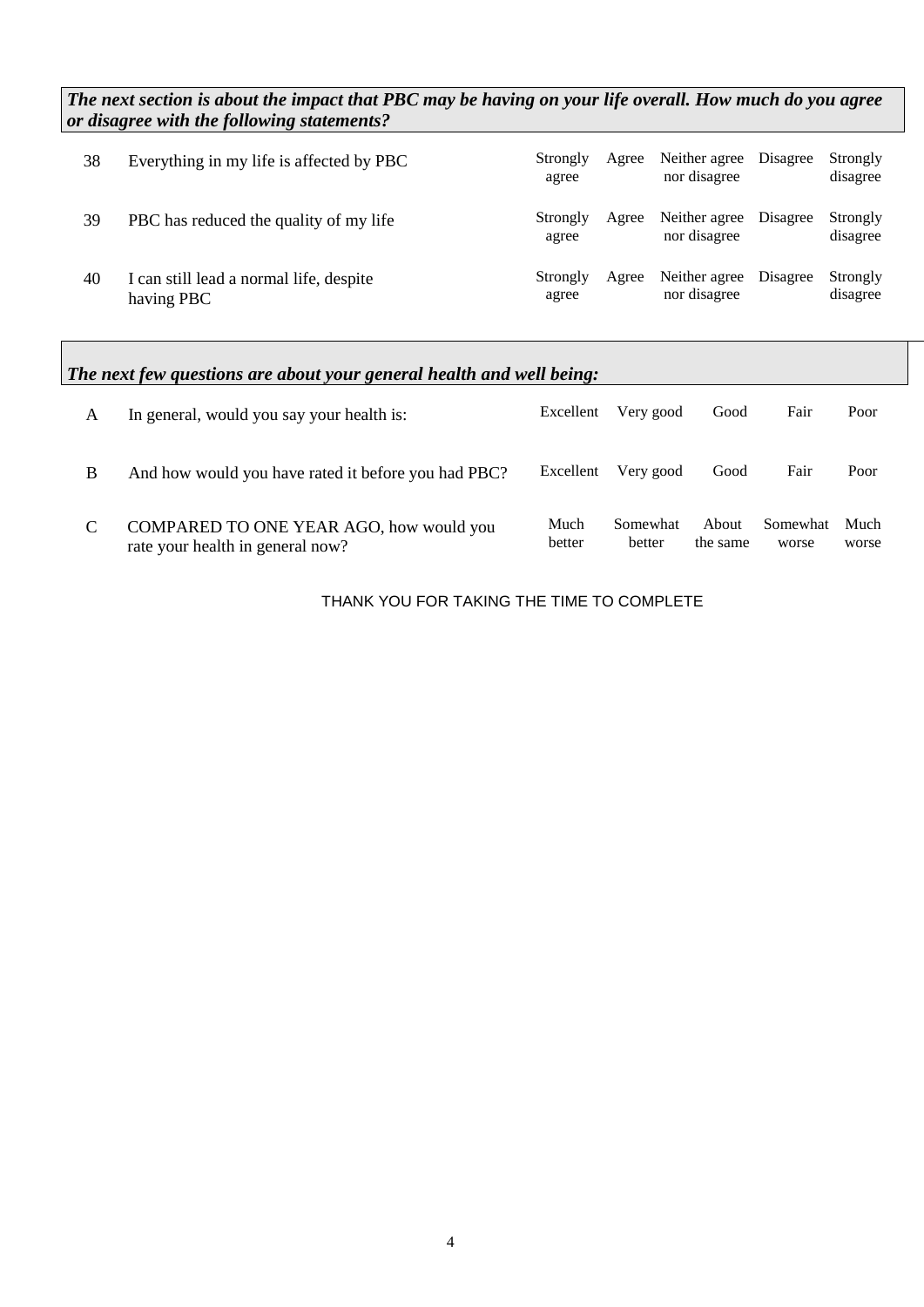***The next section is about the impact that PBC may be having on your life overall. How much do you agree or disagree with the following statements?***

| | | | | | | |
|---|---|---|---|---|---|---|
| 38 | Everything in my life is affected by PBC | Strongly agree | Agree | Neither agree nor disagree | Disagree | Strongly disagree |
| 39 | PBC has reduced the quality of my life | Strongly agree | Agree | Neither agree nor disagree | Disagree | Strongly disagree |
| 40 | I can still lead a normal life, despite having PBC | Strongly agree | Agree | Neither agree nor disagree | Disagree | Strongly disagree |

***The next few questions are about your general health and well being:***

| | | | | | | |
|---|---|---|---|---|---|---|
| A | In general, would you say your health is: | Excellent | Very good | Good | Fair | Poor |
| B | And how would you have rated it before you had PBC? | Excellent | Very good | Good | Fair | Poor |
| C | COMPARED TO ONE YEAR AGO, how would you rate your health in general now? | Much better | Somewhat better | About the same | Somewhat worse | Much worse |

THANK YOU FOR TAKING THE TIME TO COMPLETE